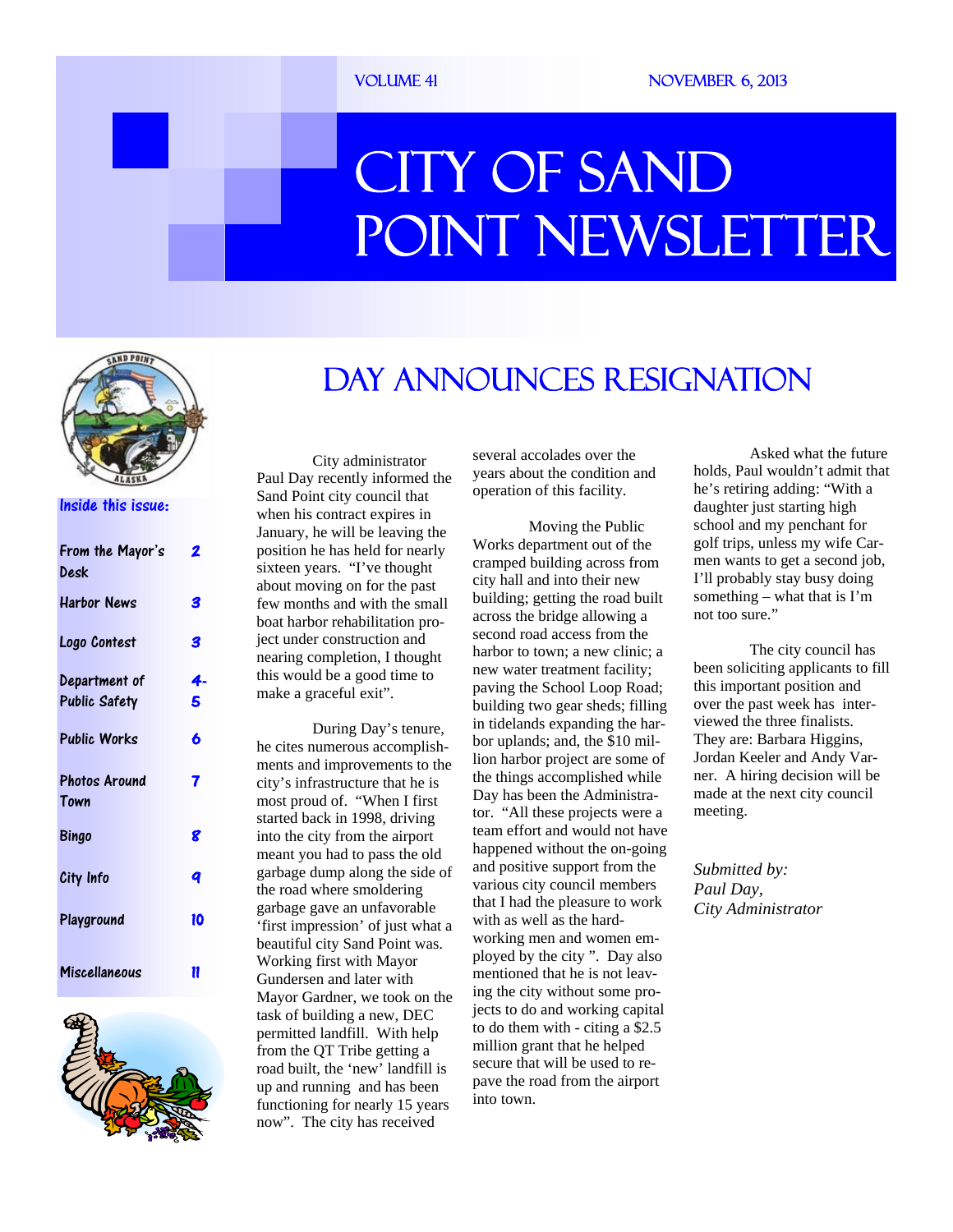Volume 41 November 6, 2013

# City of Sand Point Newsletter

**Inside this issue:**

| | |
|---|---|
| From the Mayor's Desk | 2 |
| Harbor News | 3 |
| Logo Contest | 3 |
| Department of Public Safety | 4-5 |
| Public Works | 6 |
| Photos Around Town | 7 |
| Bingo | 8 |
| City Info | 9 |
| Playground | 10 |
| Miscellaneous | 11 |

## Day Announces Resignation

City administrator Paul Day recently informed the Sand Point city council that when his contract expires in January, he will be leaving the position he has held for nearly sixteen years. "I've thought about moving on for the past few months and with the small boat harbor rehabilitation project under construction and nearing completion, I thought this would be a good time to make a graceful exit".

During Day's tenure, he cites numerous accomplishments and improvements to the city's infrastructure that he is most proud of. "When I first started back in 1998, driving into the city from the airport meant you had to pass the old garbage dump along the side of the road where smoldering garbage gave an unfavorable 'first impression' of just what a beautiful city Sand Point was. Working first with Mayor Gundersen and later with Mayor Gardner, we took on the task of building a new, DEC permitted landfill. With help from the QT Tribe getting a road built, the 'new' landfill is up and running and has been functioning for nearly 15 years now". The city has received several accolades over the years about the condition and operation of this facility.

Moving the Public Works department out of the cramped building across from city hall and into their new building; getting the road built across the bridge allowing a second road access from the harbor to town; a new clinic; a new water treatment facility; paving the School Loop Road; building two gear sheds; filling in tidelands expanding the harbor uplands; and, the $10 million harbor project are some of the things accomplished while Day has been the Administrator. "All these projects were a team effort and would not have happened without the on-going and positive support from the various city council members that I had the pleasure to work with as well as the hard-working men and women employed by the city ". Day also mentioned that he is not leaving the city without some projects to do and working capital to do them with - citing a $2.5 million grant that he helped secure that will be used to re-pave the road from the airport into town.

Asked what the future holds, Paul wouldn't admit that he's retiring adding: "With a daughter just starting high school and my penchant for golf trips, unless my wife Carmen wants to get a second job, I'll probably stay busy doing something – what that is I'm not too sure."

The city council has been soliciting applicants to fill this important position and over the past week has interviewed the three finalists. They are: Barbara Higgins, Jordan Keeler and Andy Varner. A hiring decision will be made at the next city council meeting.

*Submitted by:*
*Paul Day,*
*City Administrator*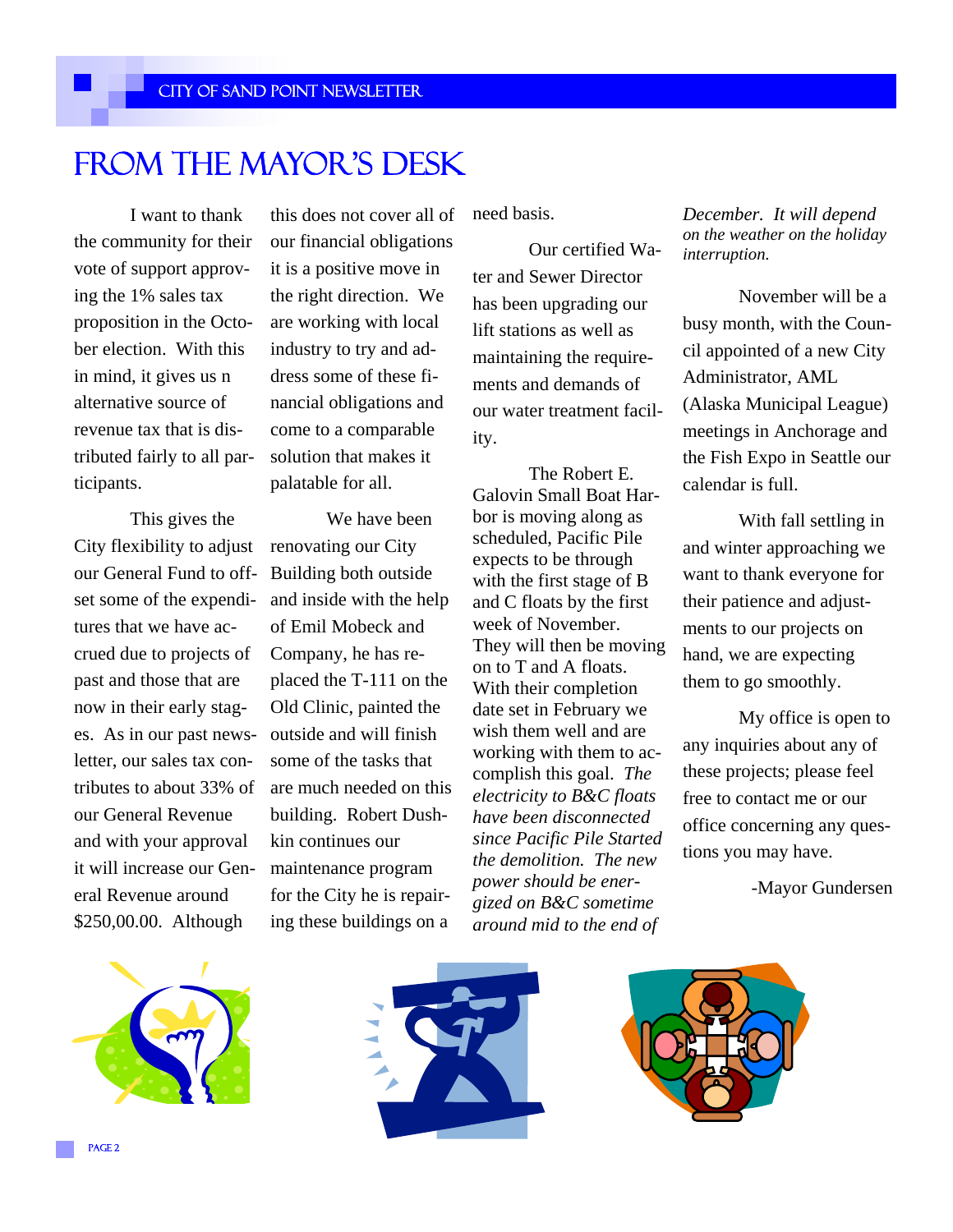# FROM THE MAYOR'S DESK

I want to thank the community for their vote of support approving the 1% sales tax proposition in the October election. With this in mind, it gives us n alternative source of revenue tax that is distributed fairly to all participants.

This gives the City flexibility to adjust our General Fund to offset some of the expenditures that we have accrued due to projects of past and those that are now in their early stages. As in our past newsletter, our sales tax contributes to about 33% of our General Revenue and with your approval it will increase our General Revenue around $250,00.00. Although this does not cover all of our financial obligations it is a positive move in the right direction. We are working with local industry to try and address some of these financial obligations and come to a comparable solution that makes it palatable for all.

We have been renovating our City Building both outside and inside with the help of Emil Mobeck and Company, he has replaced the T-111 on the Old Clinic, painted the outside and will finish some of the tasks that are much needed on this building. Robert Dushkin continues our maintenance program for the City he is repairing these buildings on a need basis.

Our certified Water and Sewer Director has been upgrading our lift stations as well as maintaining the requirements and demands of our water treatment facility.

The Robert E. Galovin Small Boat Harbor is moving along as scheduled, Pacific Pile expects to be through with the first stage of B and C floats by the first week of November. They will then be moving on to T and A floats. With their completion date set in February we wish them well and are working with them to accomplish this goal. *The electricity to B&C floats have been disconnected since Pacific Pile Started the demolition. The new power should be energized on B&C sometime around mid to the end of December. It will depend on the weather on the holiday interruption.*

November will be a busy month, with the Council appointed of a new City Administrator, AML (Alaska Municipal League) meetings in Anchorage and the Fish Expo in Seattle our calendar is full.

With fall settling in and winter approaching we want to thank everyone for their patience and adjustments to our projects on hand, we are expecting them to go smoothly.

My office is open to any inquiries about any of these projects; please feel free to contact me or our office concerning any questions you may have.

-Mayor Gundersen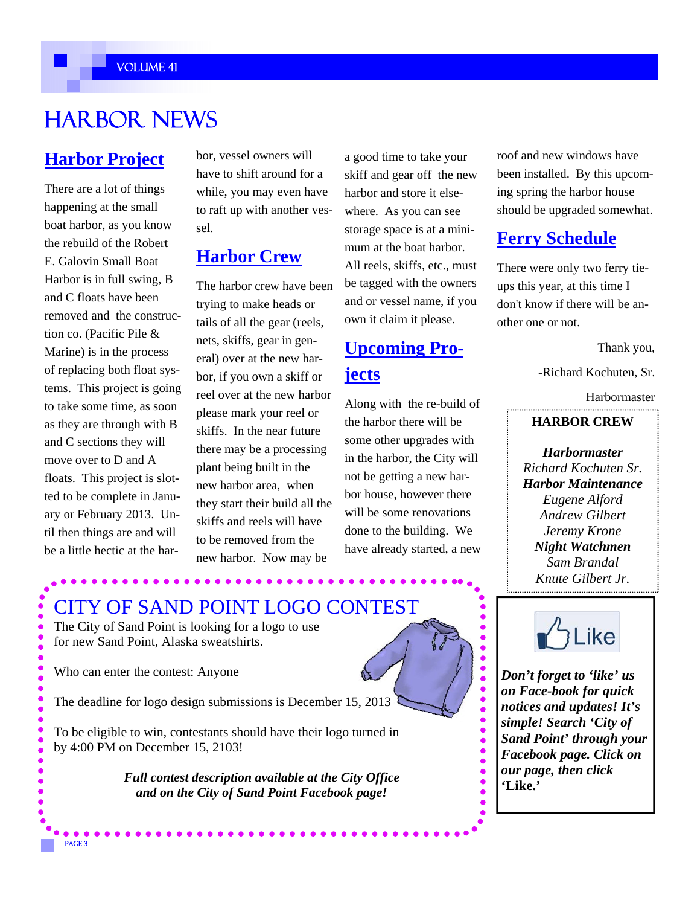# HARBOR NEWS

## Harbor Project

There are a lot of things happening at the small boat harbor, as you know the rebuild of the Robert E. Galovin Small Boat Harbor is in full swing, B and C floats have been removed and the construction co. (Pacific Pile & Marine) is in the process of replacing both float systems. This project is going to take some time, as soon as they are through with B and C sections they will move over to D and A floats. This project is slotted to be complete in January or February 2013. Until then things are and will be a little hectic at the harbor, vessel owners will have to shift around for a while, you may even have to raft up with another vessel.

## Harbor Crew

The harbor crew have been trying to make heads or tails of all the gear (reels, nets, skiffs, gear in general) over at the new harbor, if you own a skiff or reel over at the new harbor please mark your reel or skiffs. In the near future there may be a processing plant being built in the new harbor area, when they start their build all the skiffs and reels will have to be removed from the new harbor. Now may be a good time to take your skiff and gear off the new harbor and store it elsewhere. As you can see storage space is at a minimum at the boat harbor. All reels, skiffs, etc., must be tagged with the owners and or vessel name, if you own it claim it please.

## Upcoming Projects

Along with the re-build of the harbor there will be some other upgrades with in the harbor, the City will not be getting a new harbor house, however there will be some renovations done to the building. We have already started, a new roof and new windows have been installed. By this upcoming spring the harbor house should be upgraded somewhat.

## Ferry Schedule

There were only two ferry tie-ups this year, at this time I don't know if there will be another one or not.

Thank you,

-Richard Kochuten, Sr.

Harbormaster

**HARBOR CREW**

***Harbormaster***
*Richard Kochuten Sr.*
***Harbor Maintenance***
*Eugene Alford*
*Andrew Gilbert*
*Jeremy Krone*
***Night Watchmen***
*Sam Brandal*
*Knute Gilbert Jr.*

## CITY OF SAND POINT LOGO CONTEST

The City of Sand Point is looking for a logo to use for new Sand Point, Alaska sweatshirts.

Who can enter the contest: Anyone

The deadline for logo design submissions is December 15, 2013

To be eligible to win, contestants should have their logo turned in by 4:00 PM on December 15, 2103!

***Full contest description available at the City Office and on the City of Sand Point Facebook page!***

Like

***Don't forget to 'like' us on Face-book for quick notices and updates! It's simple! Search 'City of Sand Point' through your Facebook page. Click on our page, then click 'Like.'***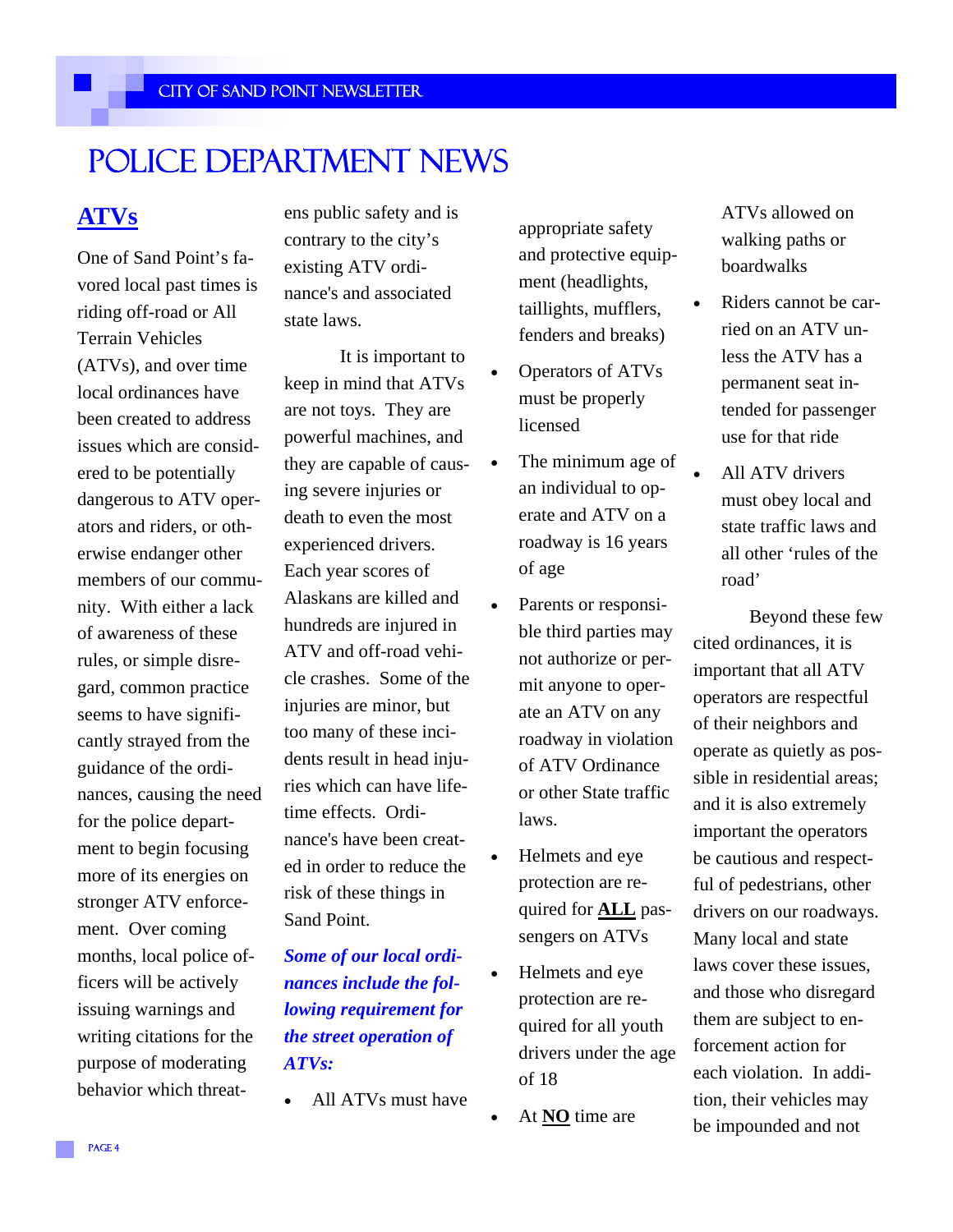# POLICE DEPARTMENT NEWS

## ATVs

One of Sand Point's favored local past times is riding off-road or All Terrain Vehicles (ATVs), and over time local ordinances have been created to address issues which are considered to be potentially dangerous to ATV operators and riders, or otherwise endanger other members of our community. With either a lack of awareness of these rules, or simple disregard, common practice seems to have significantly strayed from the guidance of the ordinances, causing the need for the police department to begin focusing more of its energies on stronger ATV enforcement. Over coming months, local police officers will be actively issuing warnings and writing citations for the purpose of moderating behavior which threatens public safety and is contrary to the city's existing ATV ordinance's and associated state laws.

It is important to keep in mind that ATVs are not toys. They are powerful machines, and they are capable of causing severe injuries or death to even the most experienced drivers. Each year scores of Alaskans are killed and hundreds are injured in ATV and off-road vehicle crashes. Some of the injuries are minor, but too many of these incidents result in head injuries which can have lifetime effects. Ordinance's have been created in order to reduce the risk of these things in Sand Point.

***Some of our local ordinances include the following requirement for the street operation of ATVs:***

- All ATVs must have appropriate safety and protective equipment (headlights, taillights, mufflers, fenders and breaks)
- Operators of ATVs must be properly licensed
- The minimum age of an individual to operate and ATV on a roadway is 16 years of age
- Parents or responsible third parties may not authorize or permit anyone to operate an ATV on any roadway in violation of ATV Ordinance or other State traffic laws.
- Helmets and eye protection are required for **ALL** passengers on ATVs
- Helmets and eye protection are required for all youth drivers under the age of 18
- At **NO** time are ATVs allowed on walking paths or boardwalks
- Riders cannot be carried on an ATV unless the ATV has a permanent seat intended for passenger use for that ride
- All ATV drivers must obey local and state traffic laws and all other 'rules of the road'

Beyond these few cited ordinances, it is important that all ATV operators are respectful of their neighbors and operate as quietly as possible in residential areas; and it is also extremely important the operators be cautious and respectful of pedestrians, other drivers on our roadways. Many local and state laws cover these issues, and those who disregard them are subject to enforcement action for each violation. In addition, their vehicles may be impounded and not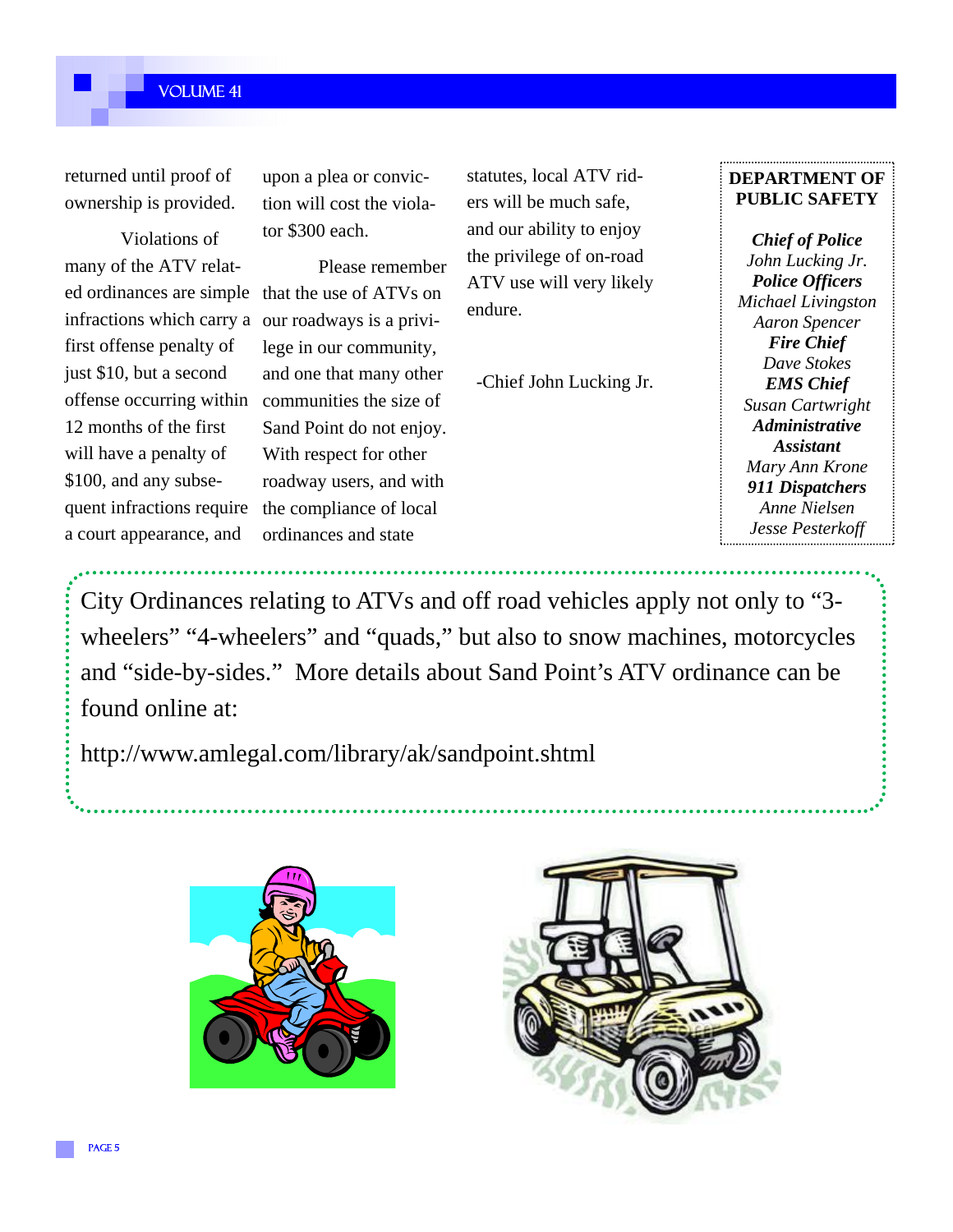returned until proof of ownership is provided.

Violations of many of the ATV related ordinances are simple infractions which carry a first offense penalty of just $10, but a second offense occurring within 12 months of the first will have a penalty of $100, and any subsequent infractions require a court appearance, and upon a plea or conviction will cost the violator $300 each.

Please remember that the use of ATVs on our roadways is a privilege in our community, and one that many other communities the size of Sand Point do not enjoy. With respect for other roadway users, and with the compliance of local ordinances and state statutes, local ATV riders will be much safe, and our ability to enjoy the privilege of on-road ATV use will very likely endure.

-Chief John Lucking Jr.

**DEPARTMENT OF PUBLIC SAFETY**

***Chief of Police***
*John Lucking Jr.*
***Police Officers***
*Michael Livingston*
*Aaron Spencer*
***Fire Chief***
*Dave Stokes*
***EMS Chief***
*Susan Cartwright*
***Administrative Assistant***
*Mary Ann Krone*
***911 Dispatchers***
*Anne Nielsen*
*Jesse Pesterkoff*

City Ordinances relating to ATVs and off road vehicles apply not only to "3-wheelers" "4-wheelers" and "quads," but also to snow machines, motorcycles and "side-by-sides." More details about Sand Point's ATV ordinance can be found online at:

http://www.amlegal.com/library/ak/sandpoint.shtml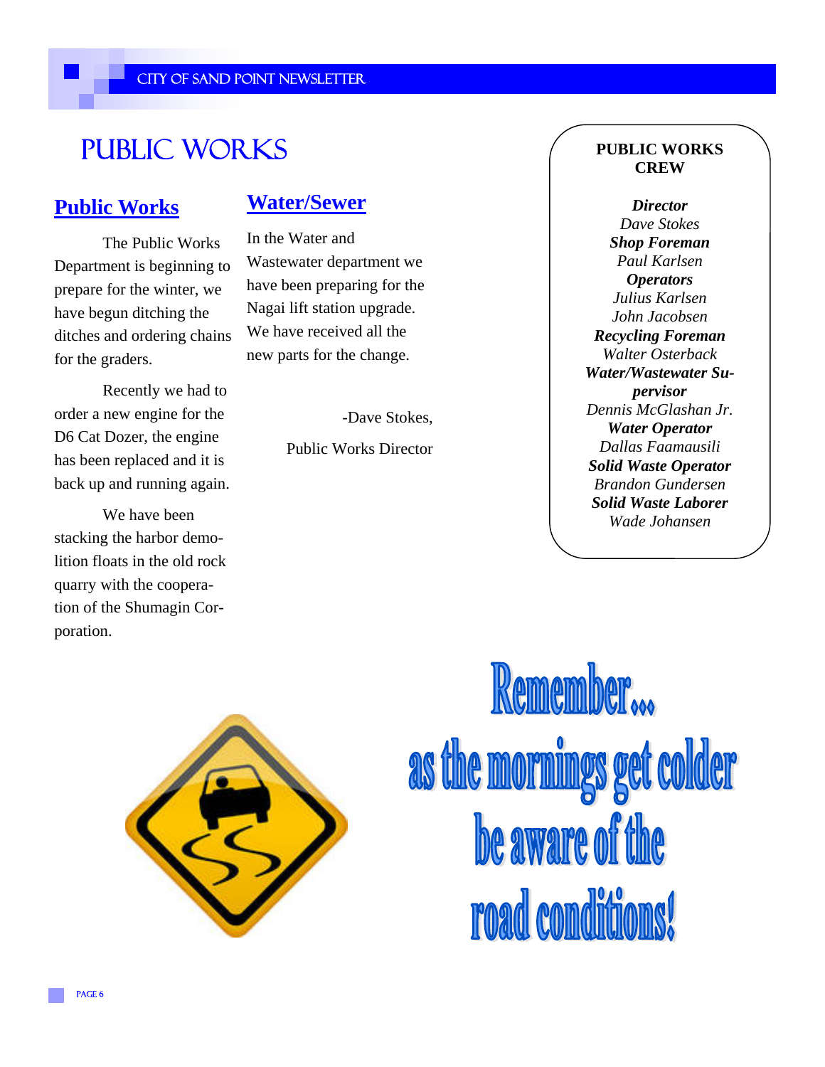# PUBLIC WORKS

## Public Works

The Public Works Department is beginning to prepare for the winter, we have begun ditching the ditches and ordering chains for the graders.

Recently we had to order a new engine for the D6 Cat Dozer, the engine has been replaced and it is back up and running again.

We have been stacking the harbor demolition floats in the old rock quarry with the cooperation of the Shumagin Corporation.

## Water/Sewer

In the Water and Wastewater department we have been preparing for the Nagai lift station upgrade. We have received all the new parts for the change.

-Dave Stokes,

Public Works Director

**PUBLIC WORKS CREW**

***Director***
*Dave Stokes*
***Shop Foreman***
*Paul Karlsen*
***Operators***
*Julius Karlsen*
*John Jacobsen*
***Recycling Foreman***
*Walter Osterback*
***Water/Wastewater Supervisor***
*Dennis McGlashan Jr.*
***Water Operator***
*Dallas Faamausili*
***Solid Waste Operator***
*Brandon Gundersen*
***Solid Waste Laborer***
*Wade Johansen*

**Remember...**
**as the mornings get colder**
**be aware of the**
**road conditions!**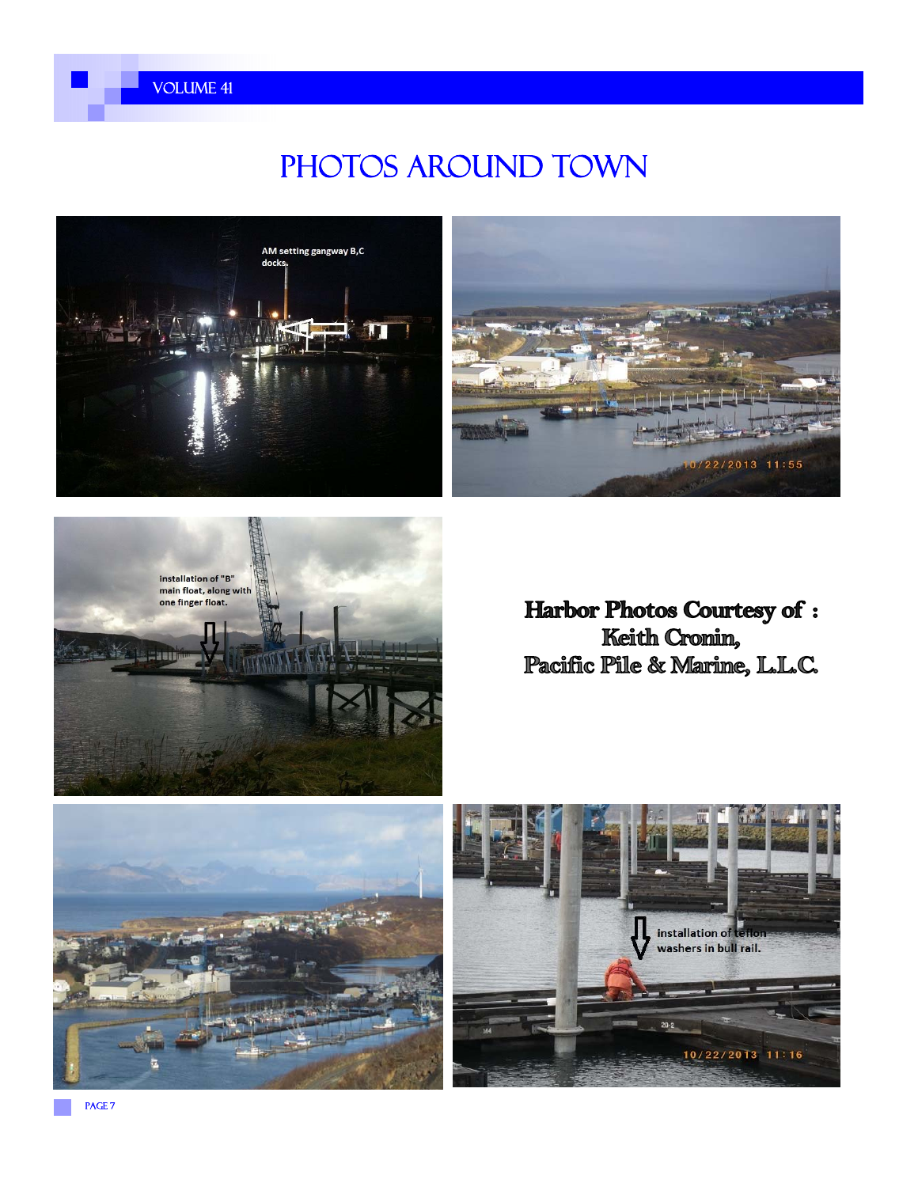# Photos Around Town

AM setting gangway B,C docks.

installation of "B" main float, along with one finger float.

**Harbor Photos Courtesy of : Keith Cronin, Pacific Pile & Marine, L.L.C.**

installation of teflon washers in bull rail.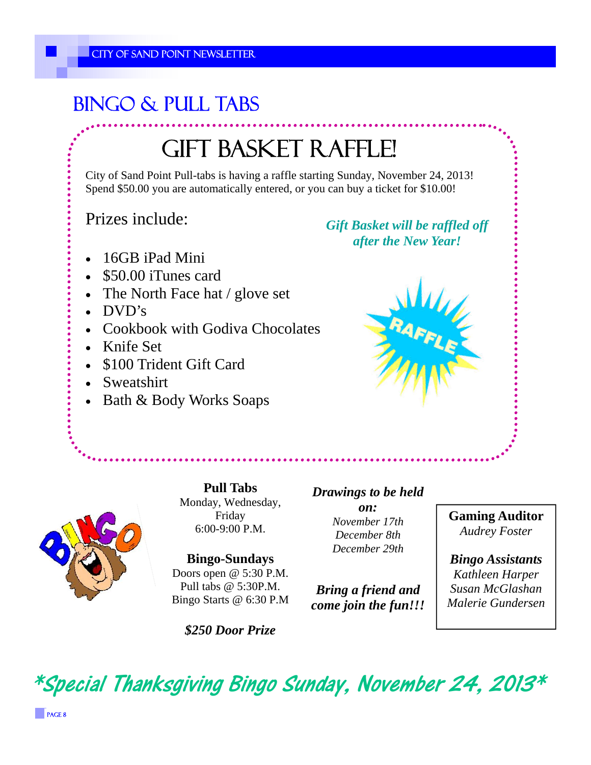## BINGO & PULL TABS

# GIFT BASKET RAFFLE!

City of Sand Point Pull-tabs is having a raffle starting Sunday, November 24, 2013! Spend $50.00 you are automatically entered, or you can buy a ticket for $10.00!

Prizes include:

- 16GB iPad Mini
- $50.00 iTunes card
- The North Face hat / glove set
- DVD's
- Cookbook with Godiva Chocolates
- Knife Set
- $100 Trident Gift Card
- Sweatshirt
- Bath & Body Works Soaps

***Gift Basket will be raffled off after the New Year!***

**Pull Tabs**
Monday, Wednesday, Friday
6:00-9:00 P.M.

**Bingo-Sundays**
Doors open @ 5:30 P.M.
Pull tabs @ 5:30P.M.
Bingo Starts @ 6:30 P.M

***$250 Door Prize***

***Drawings to be held on:***
*November 17th*
*December 8th*
*December 29th*

***Bring a friend and come join the fun!!!***

**Gaming Auditor**
*Audrey Foster*

***Bingo Assistants***
*Kathleen Harper*
*Susan McGlashan*
*Malerie Gundersen*

***Special Thanksgiving Bingo Sunday, November 24, 2013***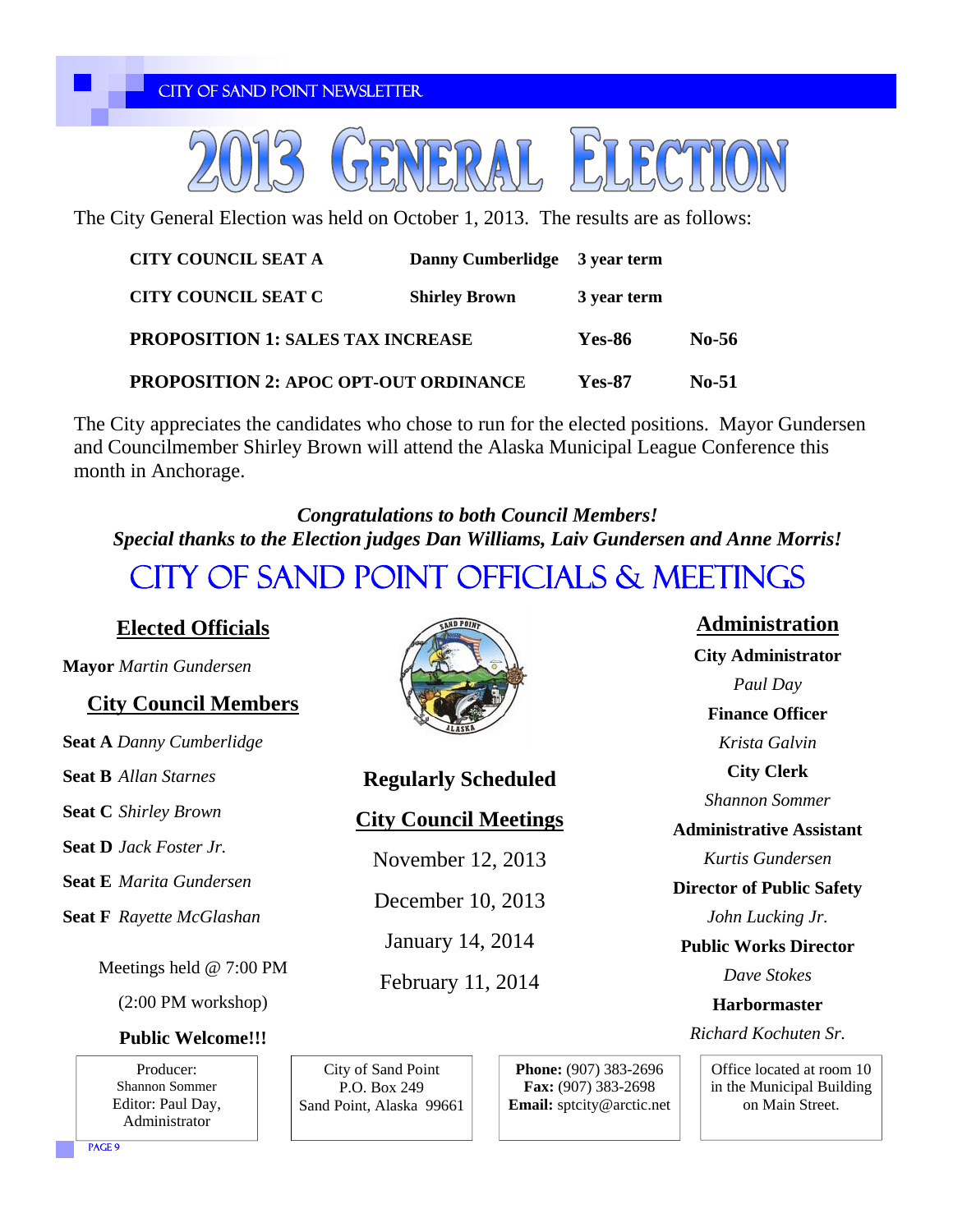# 2013 General Election

The City General Election was held on October 1, 2013. The results are as follows:

| | | | |
|---|---|---|---|
| **CITY COUNCIL SEAT A** | **Danny Cumberlidge** | **3 year term** | |
| **CITY COUNCIL SEAT C** | **Shirley Brown** | **3 year term** | |
| **PROPOSITION 1: SALES TAX INCREASE** | | **Yes-86** | **No-56** |
| **PROPOSITION 2: APOC OPT-OUT ORDINANCE** | | **Yes-87** | **No-51** |

The City appreciates the candidates who chose to run for the elected positions. Mayor Gundersen and Councilmember Shirley Brown will attend the Alaska Municipal League Conference this month in Anchorage.

***Congratulations to both Council Members!***
***Special thanks to the Election judges Dan Williams, Laiv Gundersen and Anne Morris!***

# City of Sand Point Officials & Meetings

## Elected Officials

**Mayor** *Martin Gundersen*

### City Council Members

**Seat A** *Danny Cumberlidge*

**Seat B** *Allan Starnes*

**Seat C** *Shirley Brown*

**Seat D** *Jack Foster Jr.*

**Seat E** *Marita Gundersen*

**Seat F** *Rayette McGlashan*

Meetings held @ 7:00 PM

(2:00 PM workshop)

**Public Welcome!!!**

## Regularly Scheduled City Council Meetings

November 12, 2013

December 10, 2013

January 14, 2014

February 11, 2014

## Administration

**City Administrator**
*Paul Day*

**Finance Officer**
*Krista Galvin*

**City Clerk**
*Shannon Sommer*

**Administrative Assistant**
*Kurtis Gundersen*

**Director of Public Safety**
*John Lucking Jr.*

**Public Works Director**
*Dave Stokes*

**Harbormaster**
*Richard Kochuten Sr.*

---

Producer: Shannon Sommer
Editor: Paul Day, Administrator

City of Sand Point
P.O. Box 249
Sand Point, Alaska 99661

**Phone:** (907) 383-2696
**Fax:** (907) 383-2698
**Email:** sptcity@arctic.net

Office located at room 10 in the Municipal Building on Main Street.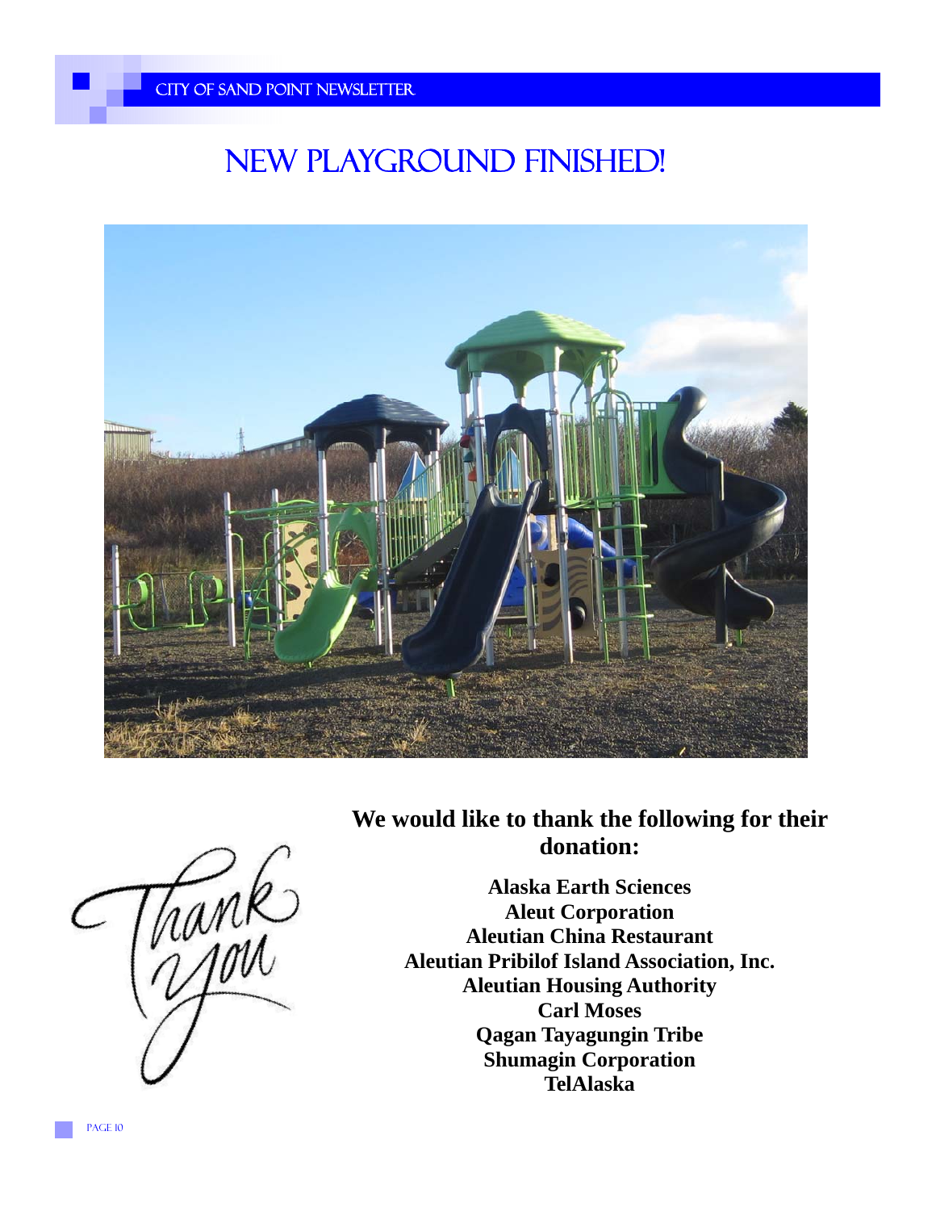# NEW PLAYGROUND FINISHED!

**We would like to thank the following for their donation:**

**Alaska Earth Sciences**
**Aleut Corporation**
**Aleutian China Restaurant**
**Aleutian Pribilof Island Association, Inc.**
**Aleutian Housing Authority**
**Carl Moses**
**Qagan Tayagungin Tribe**
**Shumagin Corporation**
**TelAlaska**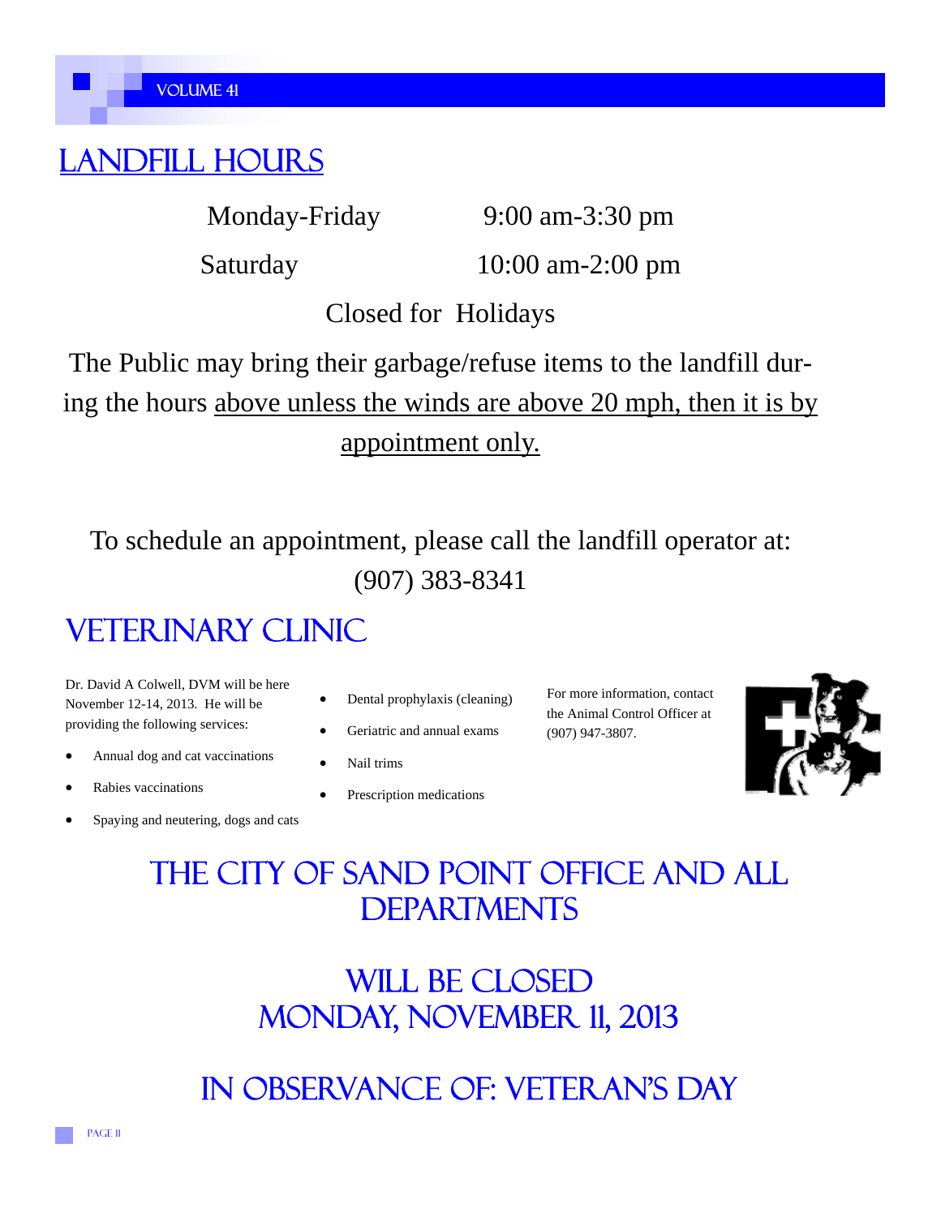# LANDFILL HOURS

| | |
|---|---|
| Monday-Friday | 9:00 am-3:30 pm |
| Saturday | 10:00 am-2:00 pm |

Closed for Holidays

The Public may bring their garbage/refuse items to the landfill during the hours above unless the winds are above 20 mph, then it is by appointment only.

To schedule an appointment, please call the landfill operator at: (907) 383-8341

# VETERINARY CLINIC

Dr. David A Colwell, DVM will be here November 12-14, 2013. He will be providing the following services:

- Annual dog and cat vaccinations
- Rabies vaccinations
- Spaying and neutering, dogs and cats
- Dental prophylaxis (cleaning)
- Geriatric and annual exams
- Nail trims
- Prescription medications

For more information, contact the Animal Control Officer at (907) 947-3807.

# THE CITY OF SAND POINT OFFICE AND ALL DEPARTMENTS

# WILL BE CLOSED MONDAY, NOVEMBER 11, 2013

# IN OBSERVANCE OF: VETERAN'S DAY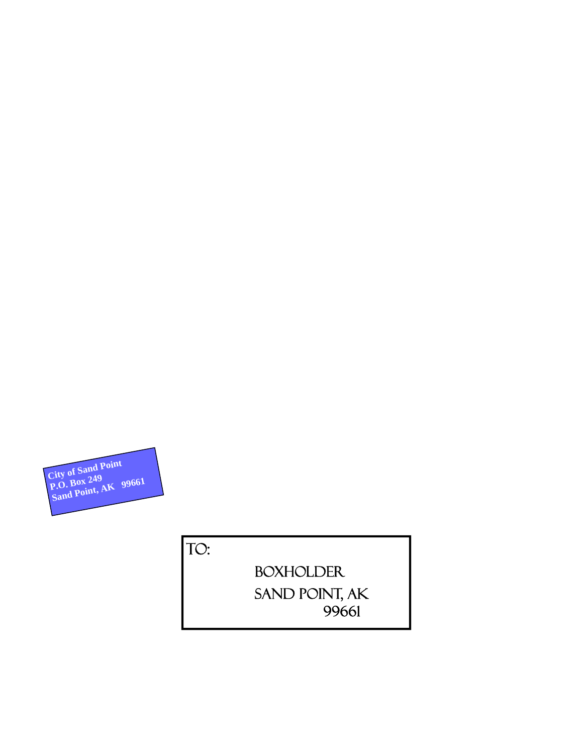City of Sand Point
P.O. Box 249
Sand Point, AK 99661

TO:

BOXHOLDER

SAND POINT, AK

99661